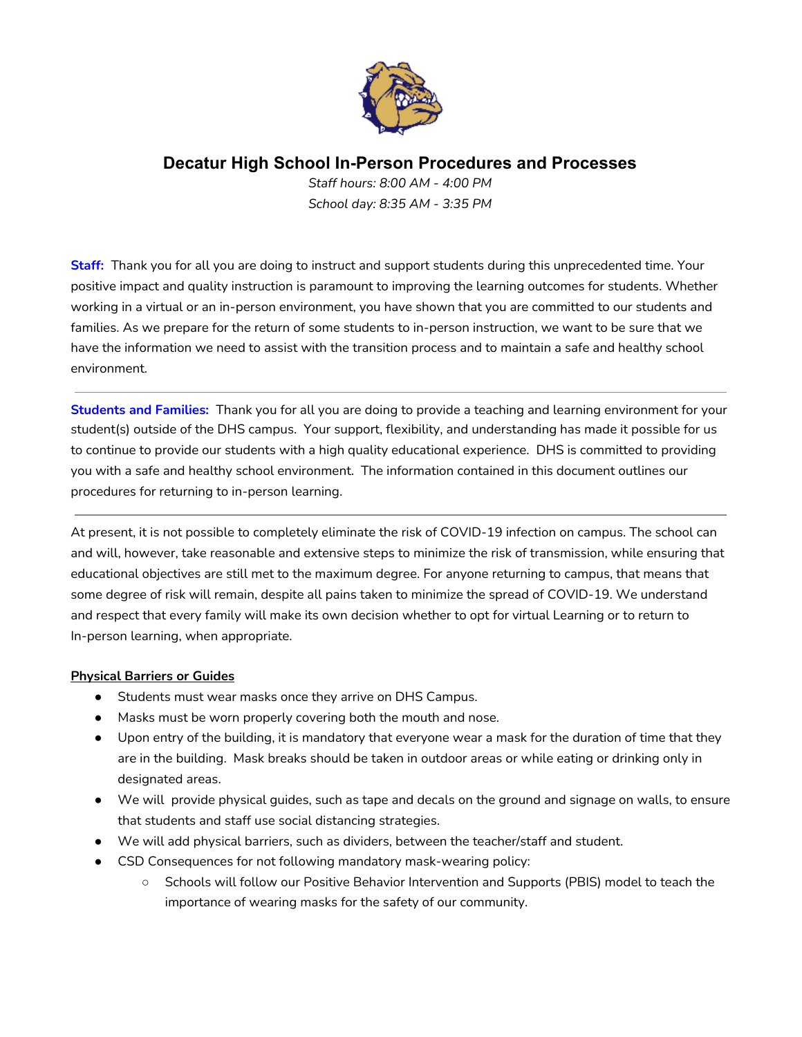# Decatur High School In-Person Procedures and Processes

*Staff hours: 8:00 AM - 4:00 PM*
*School day: 8:35 AM - 3:35 PM*

**Staff:** Thank you for all you are doing to instruct and support students during this unprecedented time. Your positive impact and quality instruction is paramount to improving the learning outcomes for students. Whether working in a virtual or an in-person environment, you have shown that you are committed to our students and families. As we prepare for the return of some students to in-person instruction, we want to be sure that we have the information we need to assist with the transition process and to maintain a safe and healthy school environment.

---

**Students and Families:** Thank you for all you are doing to provide a teaching and learning environment for your student(s) outside of the DHS campus. Your support, flexibility, and understanding has made it possible for us to continue to provide our students with a high quality educational experience. DHS is committed to providing you with a safe and healthy school environment. The information contained in this document outlines our procedures for returning to in-person learning.

---

At present, it is not possible to completely eliminate the risk of COVID-19 infection on campus. The school can and will, however, take reasonable and extensive steps to minimize the risk of transmission, while ensuring that educational objectives are still met to the maximum degree. For anyone returning to campus, that means that some degree of risk will remain, despite all pains taken to minimize the spread of COVID-19. We understand and respect that every family will make its own decision whether to opt for virtual Learning or to return to In-person learning, when appropriate.

**Physical Barriers or Guides**

- Students must wear masks once they arrive on DHS Campus.
- Masks must be worn properly covering both the mouth and nose.
- Upon entry of the building, it is mandatory that everyone wear a mask for the duration of time that they are in the building. Mask breaks should be taken in outdoor areas or while eating or drinking only in designated areas.
- We will provide physical guides, such as tape and decals on the ground and signage on walls, to ensure that students and staff use social distancing strategies.
- We will add physical barriers, such as dividers, between the teacher/staff and student.
- CSD Consequences for not following mandatory mask-wearing policy:
    - Schools will follow our Positive Behavior Intervention and Supports (PBIS) model to teach the importance of wearing masks for the safety of our community.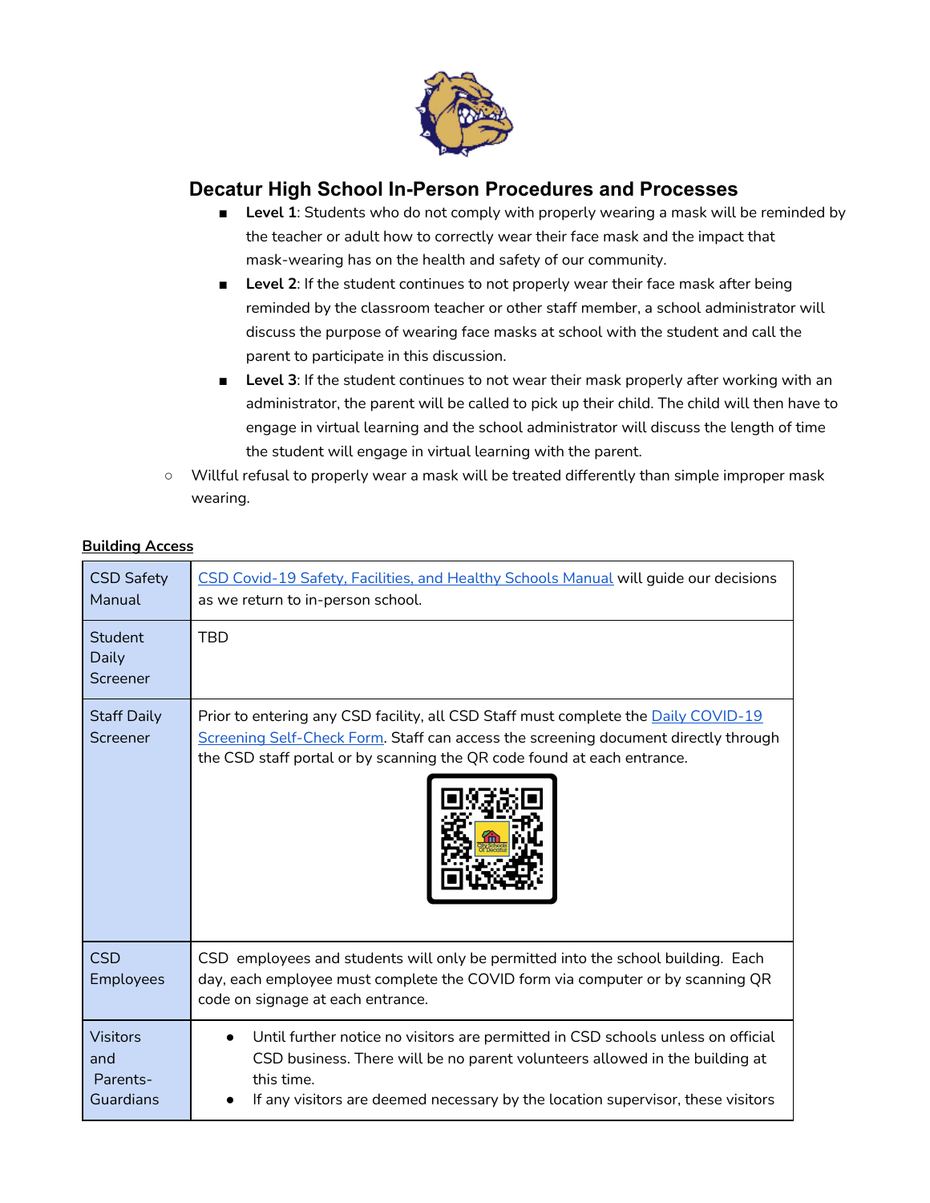## Decatur High School In-Person Procedures and Processes

- **Level 1**: Students who do not comply with properly wearing a mask will be reminded by the teacher or adult how to correctly wear their face mask and the impact that mask-wearing has on the health and safety of our community.
- **Level 2**: If the student continues to not properly wear their face mask after being reminded by the classroom teacher or other staff member, a school administrator will discuss the purpose of wearing face masks at school with the student and call the parent to participate in this discussion.
- **Level 3**: If the student continues to not wear their mask properly after working with an administrator, the parent will be called to pick up their child. The child will then have to engage in virtual learning and the school administrator will discuss the length of time the student will engage in virtual learning with the parent.

○ Willful refusal to properly wear a mask will be treated differently than simple improper mask wearing.

**Building Access**

| | |
|---|---|
| CSD Safety Manual | CSD Covid-19 Safety, Facilities, and Healthy Schools Manual will guide our decisions as we return to in-person school. |
| Student Daily Screener | TBD |
| Staff Daily Screener | Prior to entering any CSD facility, all CSD Staff must complete the Daily COVID-19 Screening Self-Check Form. Staff can access the screening document directly through the CSD staff portal or by scanning the QR code found at each entrance. |
| CSD Employees | CSD employees and students will only be permitted into the school building. Each day, each employee must complete the COVID form via computer or by scanning QR code on signage at each entrance. |
| Visitors and Parents-Guardians | • Until further notice no visitors are permitted in CSD schools unless on official CSD business. There will be no parent volunteers allowed in the building at this time.<br>• If any visitors are deemed necessary by the location supervisor, these visitors |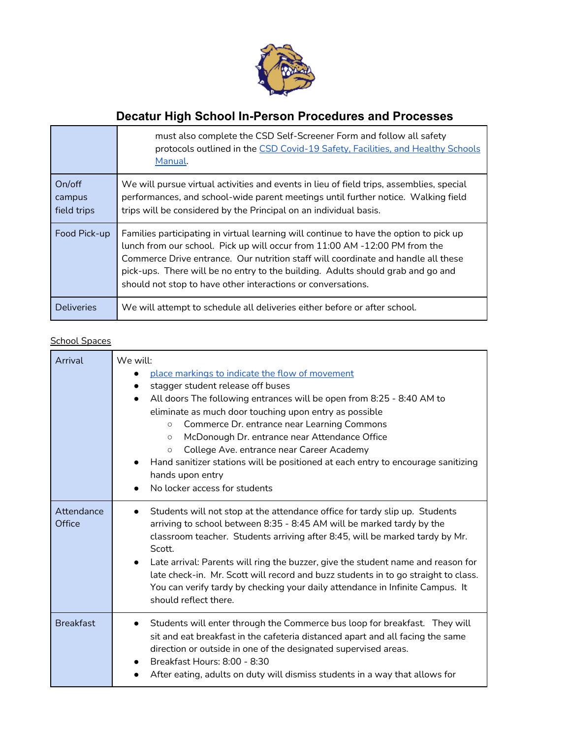# Decatur High School In-Person Procedures and Processes

| | |
|---|---|
| | must also complete the CSD Self-Screener Form and follow all safety protocols outlined in the CSD Covid-19 Safety, Facilities, and Healthy Schools Manual. |
| On/off campus field trips | We will pursue virtual activities and events in lieu of field trips, assemblies, special performances, and school-wide parent meetings until further notice. Walking field trips will be considered by the Principal on an individual basis. |
| Food Pick-up | Families participating in virtual learning will continue to have the option to pick up lunch from our school. Pick up will occur from 11:00 AM -12:00 PM from the Commerce Drive entrance. Our nutrition staff will coordinate and handle all these pick-ups. There will be no entry to the building. Adults should grab and go and should not stop to have other interactions or conversations. |
| Deliveries | We will attempt to schedule all deliveries either before or after school. |

School Spaces

| | |
|---|---|
| Arrival | We will:<br>• place markings to indicate the flow of movement<br>• stagger student release off buses<br>• All doors The following entrances will be open from 8:25 - 8:40 AM to eliminate as much door touching upon entry as possible<br>&nbsp;&nbsp;&nbsp;&nbsp;○ Commerce Dr. entrance near Learning Commons<br>&nbsp;&nbsp;&nbsp;&nbsp;○ McDonough Dr. entrance near Attendance Office<br>&nbsp;&nbsp;&nbsp;&nbsp;○ College Ave. entrance near Career Academy<br>• Hand sanitizer stations will be positioned at each entry to encourage sanitizing hands upon entry<br>• No locker access for students |
| Attendance Office | • Students will not stop at the attendance office for tardy slip up. Students arriving to school between 8:35 - 8:45 AM will be marked tardy by the classroom teacher. Students arriving after 8:45, will be marked tardy by Mr. Scott.<br>• Late arrival: Parents will ring the buzzer, give the student name and reason for late check-in. Mr. Scott will record and buzz students in to go straight to class. You can verify tardy by checking your daily attendance in Infinite Campus. It should reflect there. |
| Breakfast | • Students will enter through the Commerce bus loop for breakfast. They will sit and eat breakfast in the cafeteria distanced apart and all facing the same direction or outside in one of the designated supervised areas.<br>• Breakfast Hours: 8:00 - 8:30<br>• After eating, adults on duty will dismiss students in a way that allows for |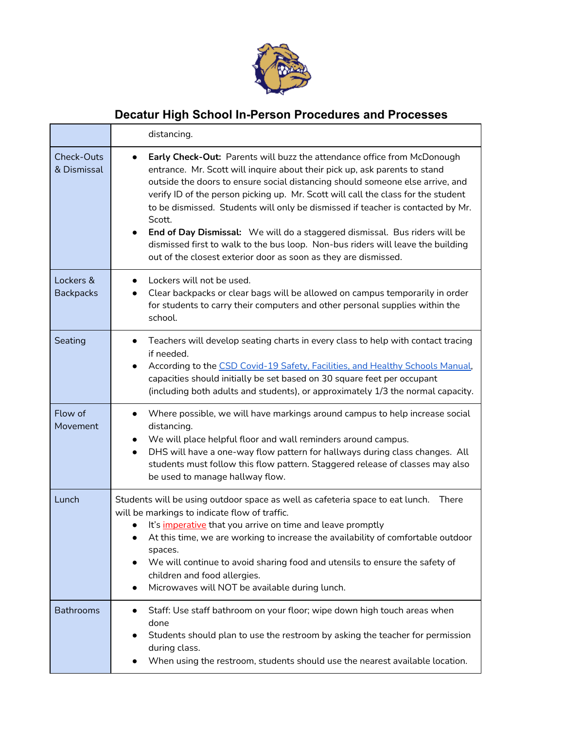## Decatur High School In-Person Procedures and Processes

| | |
|---|---|
| | distancing. |
| Check-Outs & Dismissal | • **Early Check-Out:** Parents will buzz the attendance office from McDonough entrance. Mr. Scott will inquire about their pick up, ask parents to stand outside the doors to ensure social distancing should someone else arrive, and verify ID of the person picking up. Mr. Scott will call the class for the student to be dismissed. Students will only be dismissed if teacher is contacted by Mr. Scott.<br>• **End of Day Dismissal:** We will do a staggered dismissal. Bus riders will be dismissed first to walk to the bus loop. Non-bus riders will leave the building out of the closest exterior door as soon as they are dismissed. |
| Lockers & Backpacks | • Lockers will not be used.<br>• Clear backpacks or clear bags will be allowed on campus temporarily in order for students to carry their computers and other personal supplies within the school. |
| Seating | • Teachers will develop seating charts in every class to help with contact tracing if needed.<br>• According to the CSD Covid-19 Safety, Facilities, and Healthy Schools Manual, capacities should initially be set based on 30 square feet per occupant (including both adults and students), or approximately 1/3 the normal capacity. |
| Flow of Movement | • Where possible, we will have markings around campus to help increase social distancing.<br>• We will place helpful floor and wall reminders around campus.<br>• DHS will have a one-way flow pattern for hallways during class changes. All students must follow this flow pattern. Staggered release of classes may also be used to manage hallway flow. |
| Lunch | Students will be using outdoor space as well as cafeteria space to eat lunch. There will be markings to indicate flow of traffic.<br>• It's imperative that you arrive on time and leave promptly<br>• At this time, we are working to increase the availability of comfortable outdoor spaces.<br>• We will continue to avoid sharing food and utensils to ensure the safety of children and food allergies.<br>• Microwaves will NOT be available during lunch. |
| Bathrooms | • Staff: Use staff bathroom on your floor; wipe down high touch areas when done<br>• Students should plan to use the restroom by asking the teacher for permission during class.<br>• When using the restroom, students should use the nearest available location. |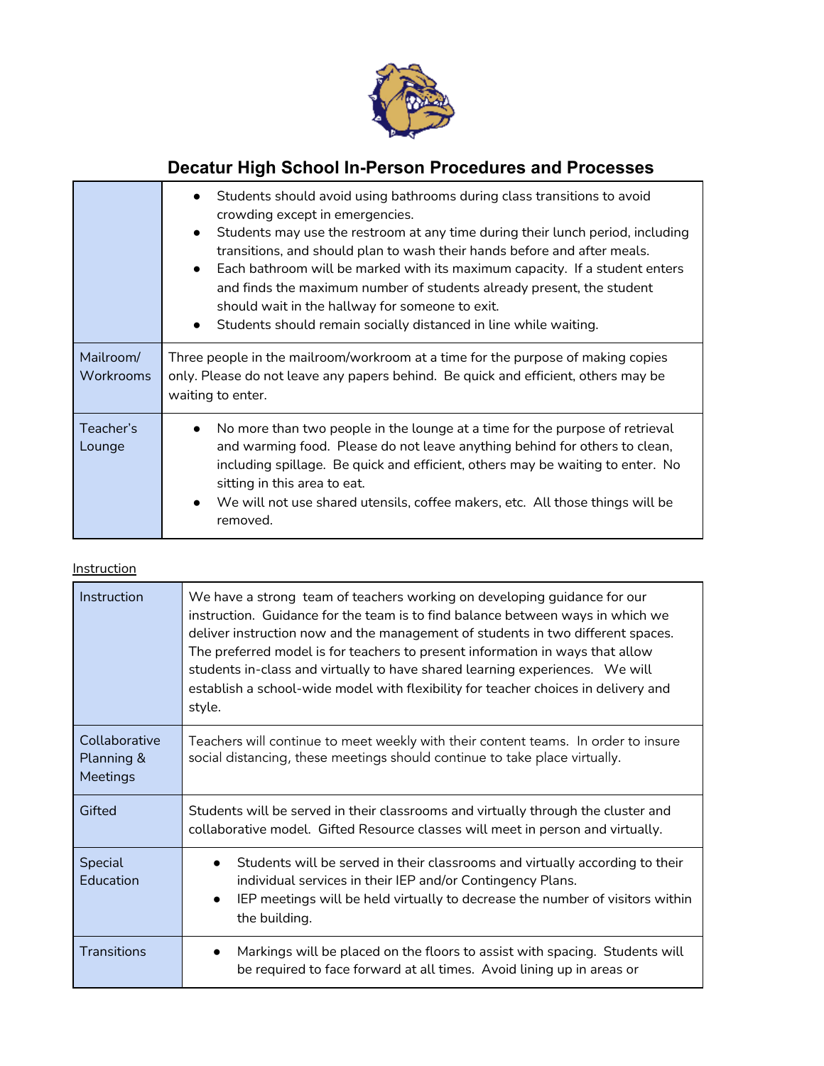# Decatur High School In-Person Procedures and Processes

| | |
|---|---|
| | • Students should avoid using bathrooms during class transitions to avoid crowding except in emergencies.<br>• Students may use the restroom at any time during their lunch period, including transitions, and should plan to wash their hands before and after meals.<br>• Each bathroom will be marked with its maximum capacity. If a student enters and finds the maximum number of students already present, the student should wait in the hallway for someone to exit.<br>• Students should remain socially distanced in line while waiting. |
| Mailroom/ Workrooms | Three people in the mailroom/workroom at a time for the purpose of making copies only. Please do not leave any papers behind. Be quick and efficient, others may be waiting to enter. |
| Teacher's Lounge | • No more than two people in the lounge at a time for the purpose of retrieval and warming food. Please do not leave anything behind for others to clean, including spillage. Be quick and efficient, others may be waiting to enter. No sitting in this area to eat.<br>• We will not use shared utensils, coffee makers, etc. All those things will be removed. |

<u>Instruction</u>

| | |
|---|---|
| Instruction | We have a strong team of teachers working on developing guidance for our instruction. Guidance for the team is to find balance between ways in which we deliver instruction now and the management of students in two different spaces. The preferred model is for teachers to present information in ways that allow students in-class and virtually to have shared learning experiences. We will establish a school-wide model with flexibility for teacher choices in delivery and style. |
| Collaborative Planning & Meetings | Teachers will continue to meet weekly with their content teams. In order to insure social distancing, these meetings should continue to take place virtually. |
| Gifted | Students will be served in their classrooms and virtually through the cluster and collaborative model. Gifted Resource classes will meet in person and virtually. |
| Special Education | • Students will be served in their classrooms and virtually according to their individual services in their IEP and/or Contingency Plans.<br>• IEP meetings will be held virtually to decrease the number of visitors within the building. |
| Transitions | • Markings will be placed on the floors to assist with spacing. Students will be required to face forward at all times. Avoid lining up in areas or |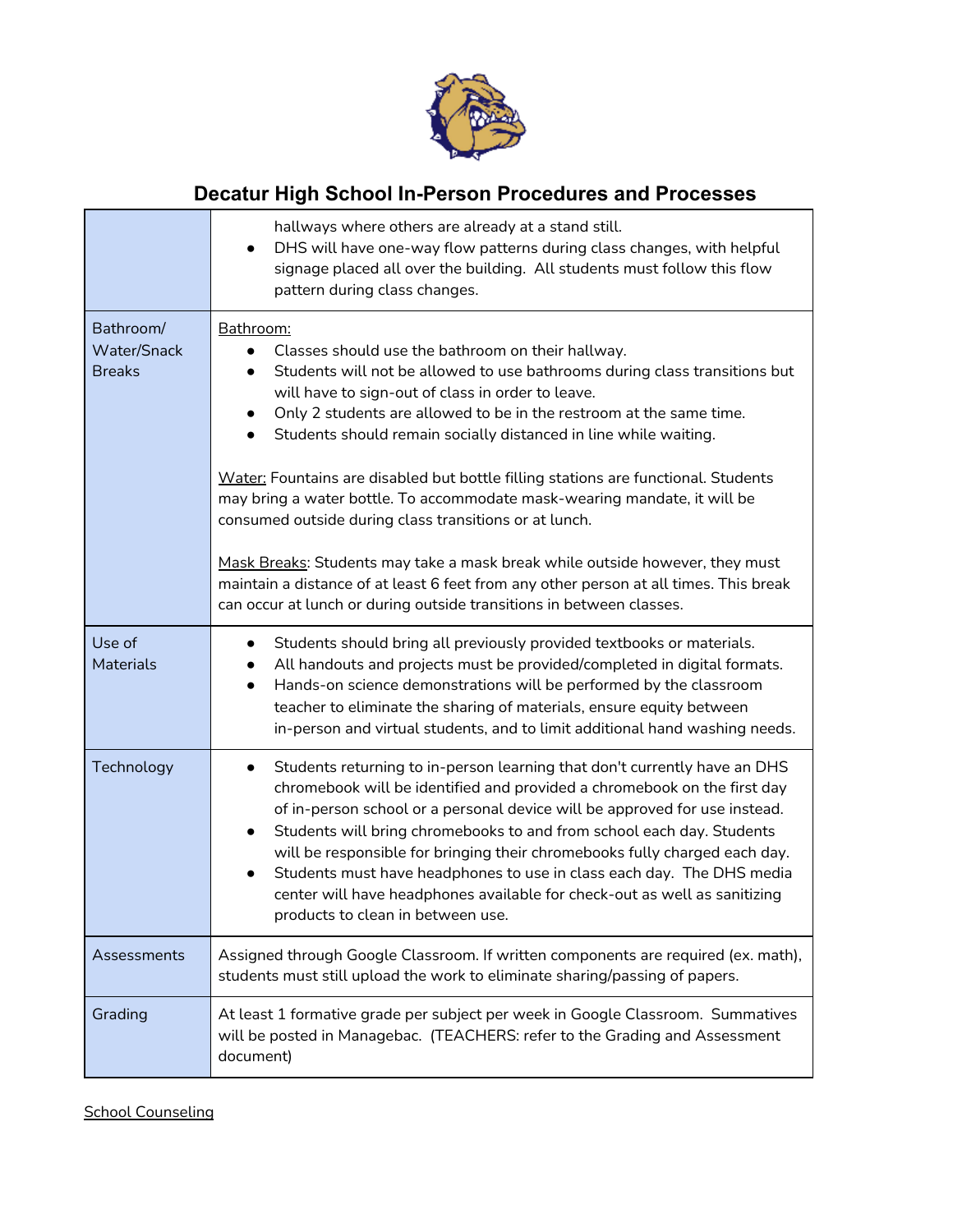# Decatur High School In-Person Procedures and Processes

| | |
|---|---|
| | hallways where others are already at a stand still.<br>• DHS will have one-way flow patterns during class changes, with helpful signage placed all over the building. All students must follow this flow pattern during class changes. |
| Bathroom/ Water/Snack Breaks | Bathroom:<br>• Classes should use the bathroom on their hallway.<br>• Students will not be allowed to use bathrooms during class transitions but will have to sign-out of class in order to leave.<br>• Only 2 students are allowed to be in the restroom at the same time.<br>• Students should remain socially distanced in line while waiting.<br><br>Water: Fountains are disabled but bottle filling stations are functional. Students may bring a water bottle. To accommodate mask-wearing mandate, it will be consumed outside during class transitions or at lunch.<br><br>Mask Breaks: Students may take a mask break while outside however, they must maintain a distance of at least 6 feet from any other person at all times. This break can occur at lunch or during outside transitions in between classes. |
| Use of Materials | • Students should bring all previously provided textbooks or materials.<br>• All handouts and projects must be provided/completed in digital formats.<br>• Hands-on science demonstrations will be performed by the classroom teacher to eliminate the sharing of materials, ensure equity between in-person and virtual students, and to limit additional hand washing needs. |
| Technology | • Students returning to in-person learning that don't currently have an DHS chromebook will be identified and provided a chromebook on the first day of in-person school or a personal device will be approved for use instead.<br>• Students will bring chromebooks to and from school each day. Students will be responsible for bringing their chromebooks fully charged each day.<br>• Students must have headphones to use in class each day. The DHS media center will have headphones available for check-out as well as sanitizing products to clean in between use. |
| Assessments | Assigned through Google Classroom. If written components are required (ex. math), students must still upload the work to eliminate sharing/passing of papers. |
| Grading | At least 1 formative grade per subject per week in Google Classroom. Summatives will be posted in Managebac. (TEACHERS: refer to the Grading and Assessment document) |

School Counseling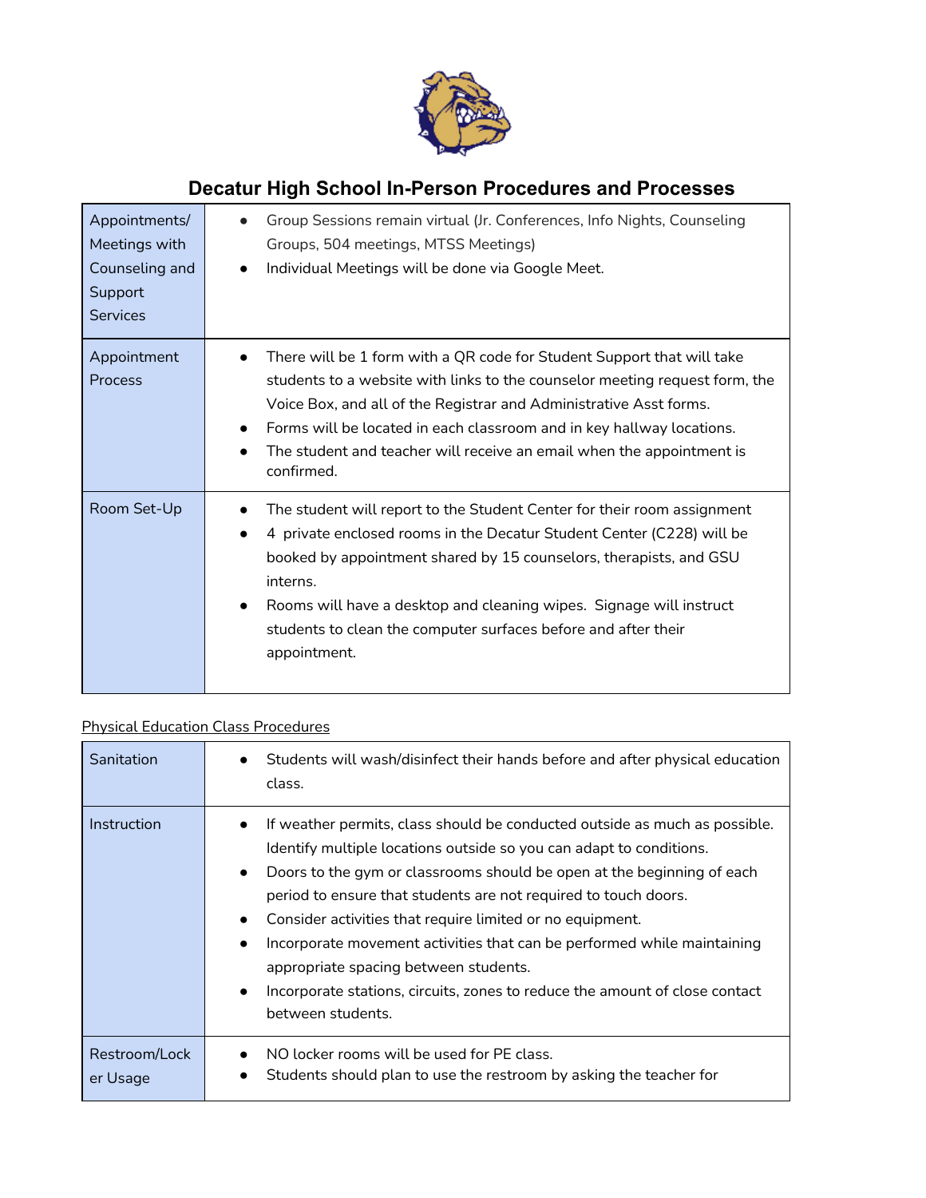# Decatur High School In-Person Procedures and Processes

| | |
|---|---|
| Appointments/ Meetings with Counseling and Support Services | • Group Sessions remain virtual (Jr. Conferences, Info Nights, Counseling Groups, 504 meetings, MTSS Meetings)<br>• Individual Meetings will be done via Google Meet. |
| Appointment Process | • There will be 1 form with a QR code for Student Support that will take students to a website with links to the counselor meeting request form, the Voice Box, and all of the Registrar and Administrative Asst forms.<br>• Forms will be located in each classroom and in key hallway locations.<br>• The student and teacher will receive an email when the appointment is confirmed. |
| Room Set-Up | • The student will report to the Student Center for their room assignment<br>• 4 private enclosed rooms in the Decatur Student Center (C228) will be booked by appointment shared by 15 counselors, therapists, and GSU interns.<br>• Rooms will have a desktop and cleaning wipes. Signage will instruct students to clean the computer surfaces before and after their appointment. |

<u>Physical Education Class Procedures</u>

| | |
|---|---|
| Sanitation | • Students will wash/disinfect their hands before and after physical education class. |
| Instruction | • If weather permits, class should be conducted outside as much as possible. Identify multiple locations outside so you can adapt to conditions.<br>• Doors to the gym or classrooms should be open at the beginning of each period to ensure that students are not required to touch doors.<br>• Consider activities that require limited or no equipment.<br>• Incorporate movement activities that can be performed while maintaining appropriate spacing between students.<br>• Incorporate stations, circuits, zones to reduce the amount of close contact between students. |
| Restroom/Locker Usage | • NO locker rooms will be used for PE class.<br>• Students should plan to use the restroom by asking the teacher for |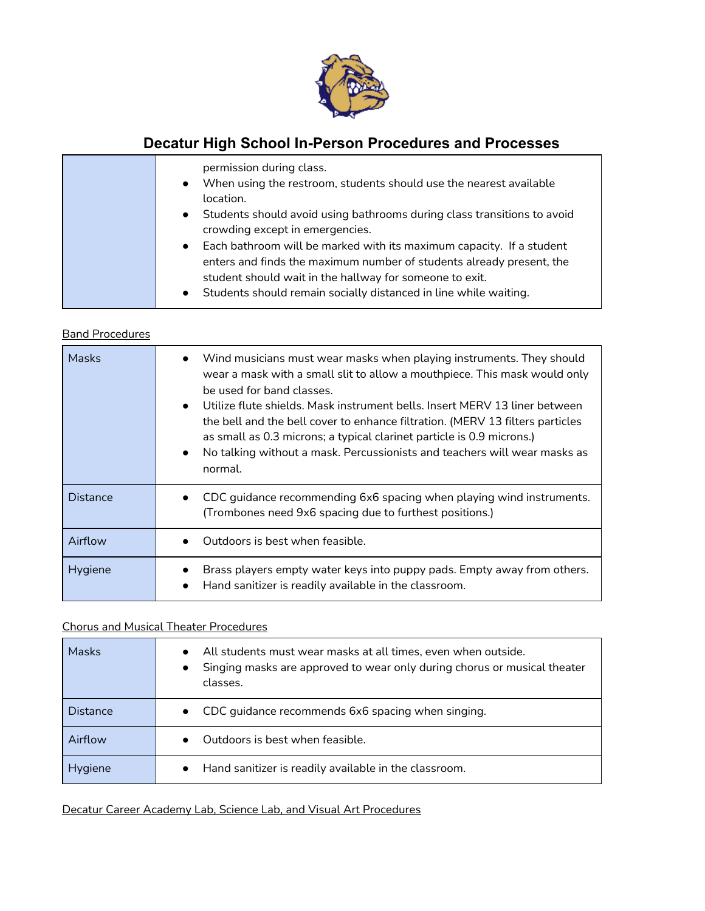## Decatur High School In-Person Procedures and Processes

| | |
|---|---|
| | permission during class.<br>• When using the restroom, students should use the nearest available location.<br>• Students should avoid using bathrooms during class transitions to avoid crowding except in emergencies.<br>• Each bathroom will be marked with its maximum capacity. If a student enters and finds the maximum number of students already present, the student should wait in the hallway for someone to exit.<br>• Students should remain socially distanced in line while waiting. |

Band Procedures

| | |
|---|---|
| Masks | • Wind musicians must wear masks when playing instruments. They should wear a mask with a small slit to allow a mouthpiece. This mask would only be used for band classes.<br>• Utilize flute shields. Mask instrument bells. Insert MERV 13 liner between the bell and the bell cover to enhance filtration. (MERV 13 filters particles as small as 0.3 microns; a typical clarinet particle is 0.9 microns.)<br>• No talking without a mask. Percussionists and teachers will wear masks as normal. |
| Distance | • CDC guidance recommending 6x6 spacing when playing wind instruments. (Trombones need 9x6 spacing due to furthest positions.) |
| Airflow | • Outdoors is best when feasible. |
| Hygiene | • Brass players empty water keys into puppy pads. Empty away from others.<br>• Hand sanitizer is readily available in the classroom. |

Chorus and Musical Theater Procedures

| | |
|---|---|
| Masks | • All students must wear masks at all times, even when outside.<br>• Singing masks are approved to wear only during chorus or musical theater classes. |
| Distance | • CDC guidance recommends 6x6 spacing when singing. |
| Airflow | • Outdoors is best when feasible. |
| Hygiene | • Hand sanitizer is readily available in the classroom. |

Decatur Career Academy Lab, Science Lab, and Visual Art Procedures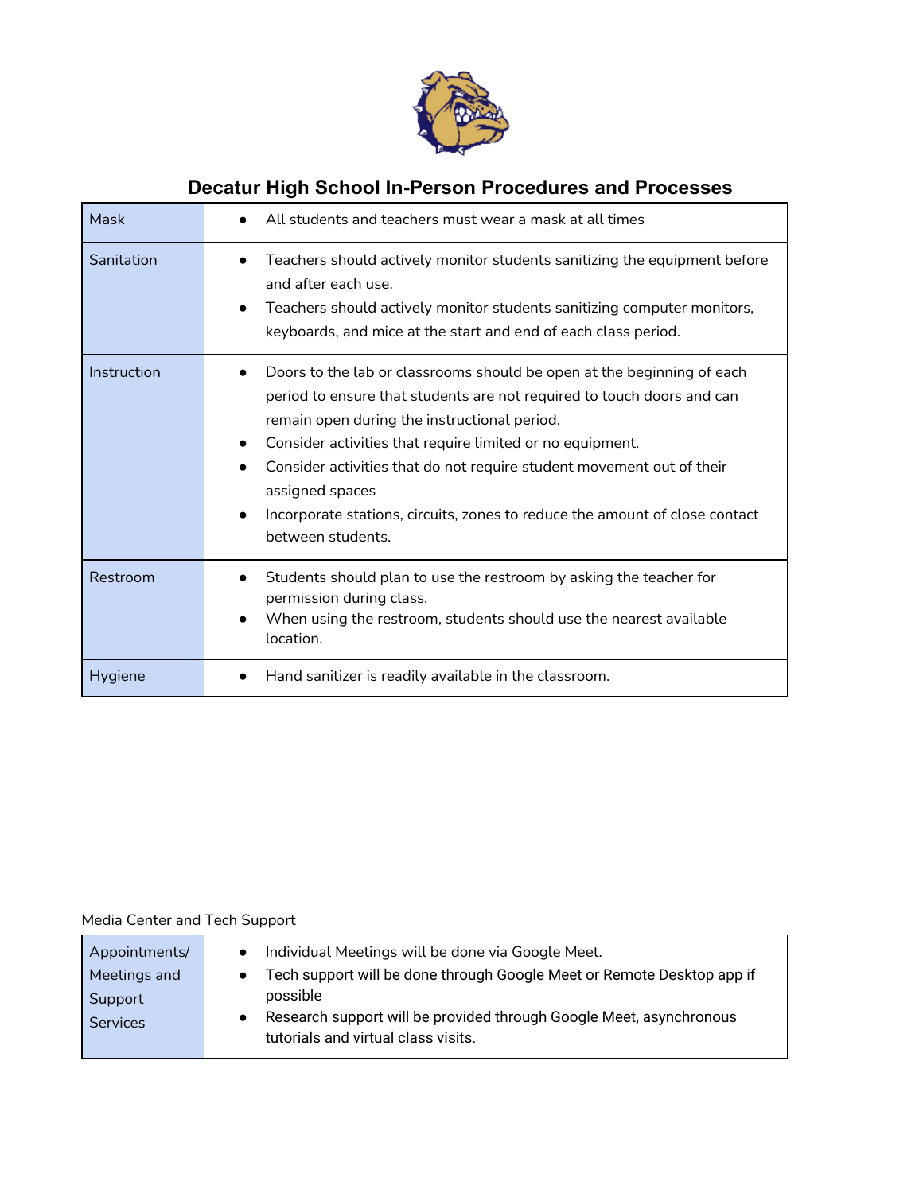# Decatur High School In-Person Procedures and Processes

| | |
|---|---|
| Mask | • All students and teachers must wear a mask at all times |
| Sanitation | • Teachers should actively monitor students sanitizing the equipment before and after each use.<br>• Teachers should actively monitor students sanitizing computer monitors, keyboards, and mice at the start and end of each class period. |
| Instruction | • Doors to the lab or classrooms should be open at the beginning of each period to ensure that students are not required to touch doors and can remain open during the instructional period.<br>• Consider activities that require limited or no equipment.<br>• Consider activities that do not require student movement out of their assigned spaces<br>• Incorporate stations, circuits, zones to reduce the amount of close contact between students. |
| Restroom | • Students should plan to use the restroom by asking the teacher for permission during class.<br>• When using the restroom, students should use the nearest available location. |
| Hygiene | • Hand sanitizer is readily available in the classroom. |

Media Center and Tech Support

| | |
|---|---|
| Appointments/ Meetings and Support Services | • Individual Meetings will be done via Google Meet.<br>• Tech support will be done through Google Meet or Remote Desktop app if possible<br>• Research support will be provided through Google Meet, asynchronous tutorials and virtual class visits. |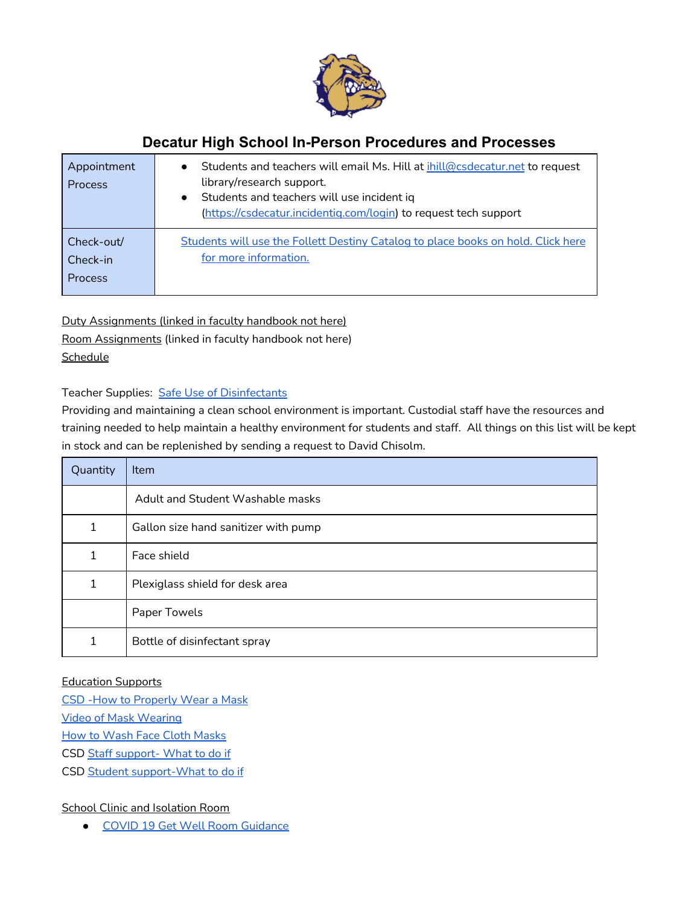# Decatur High School In-Person Procedures and Processes

| | |
|---|---|
| Appointment Process | • Students and teachers will email Ms. Hill at ihill@csdecatur.net to request library/research support.<br>• Students and teachers will use incident iq (https://csdecatur.incidentiq.com/login) to request tech support |
| Check-out/ Check-in Process | Students will use the Follett Destiny Catalog to place books on hold. Click here for more information. |

Duty Assignments (linked in faculty handbook not here)
Room Assignments (linked in faculty handbook not here)
Schedule

Teacher Supplies: Safe Use of Disinfectants
Providing and maintaining a clean school environment is important. Custodial staff have the resources and training needed to help maintain a healthy environment for students and staff. All things on this list will be kept in stock and can be replenished by sending a request to David Chisolm.

| Quantity | Item |
|---|---|
| | Adult and Student Washable masks |
| 1 | Gallon size hand sanitizer with pump |
| 1 | Face shield |
| 1 | Plexiglass shield for desk area |
| | Paper Towels |
| 1 | Bottle of disinfectant spray |

Education Supports
CSD -How to Properly Wear a Mask
Video of Mask Wearing
How to Wash Face Cloth Masks
CSD Staff support- What to do if
CSD Student support-What to do if

School Clinic and Isolation Room

- COVID 19 Get Well Room Guidance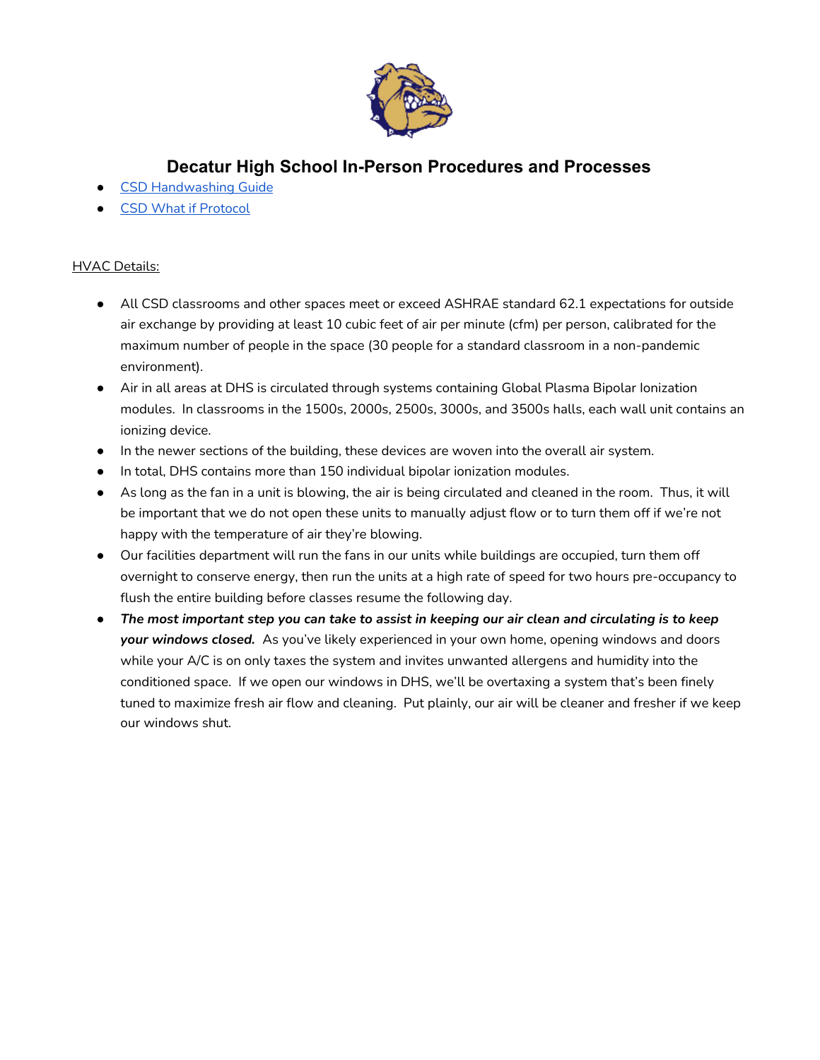# Decatur High School In-Person Procedures and Processes

- CSD Handwashing Guide
- CSD What if Protocol

HVAC Details:

- All CSD classrooms and other spaces meet or exceed ASHRAE standard 62.1 expectations for outside air exchange by providing at least 10 cubic feet of air per minute (cfm) per person, calibrated for the maximum number of people in the space (30 people for a standard classroom in a non-pandemic environment).
- Air in all areas at DHS is circulated through systems containing Global Plasma Bipolar Ionization modules. In classrooms in the 1500s, 2000s, 2500s, 3000s, and 3500s halls, each wall unit contains an ionizing device.
- In the newer sections of the building, these devices are woven into the overall air system.
- In total, DHS contains more than 150 individual bipolar ionization modules.
- As long as the fan in a unit is blowing, the air is being circulated and cleaned in the room. Thus, it will be important that we do not open these units to manually adjust flow or to turn them off if we're not happy with the temperature of air they're blowing.
- Our facilities department will run the fans in our units while buildings are occupied, turn them off overnight to conserve energy, then run the units at a high rate of speed for two hours pre-occupancy to flush the entire building before classes resume the following day.
- ***The most important step you can take to assist in keeping our air clean and circulating is to keep your windows closed.*** As you've likely experienced in your own home, opening windows and doors while your A/C is on only taxes the system and invites unwanted allergens and humidity into the conditioned space. If we open our windows in DHS, we'll be overtaxing a system that's been finely tuned to maximize fresh air flow and cleaning. Put plainly, our air will be cleaner and fresher if we keep our windows shut.